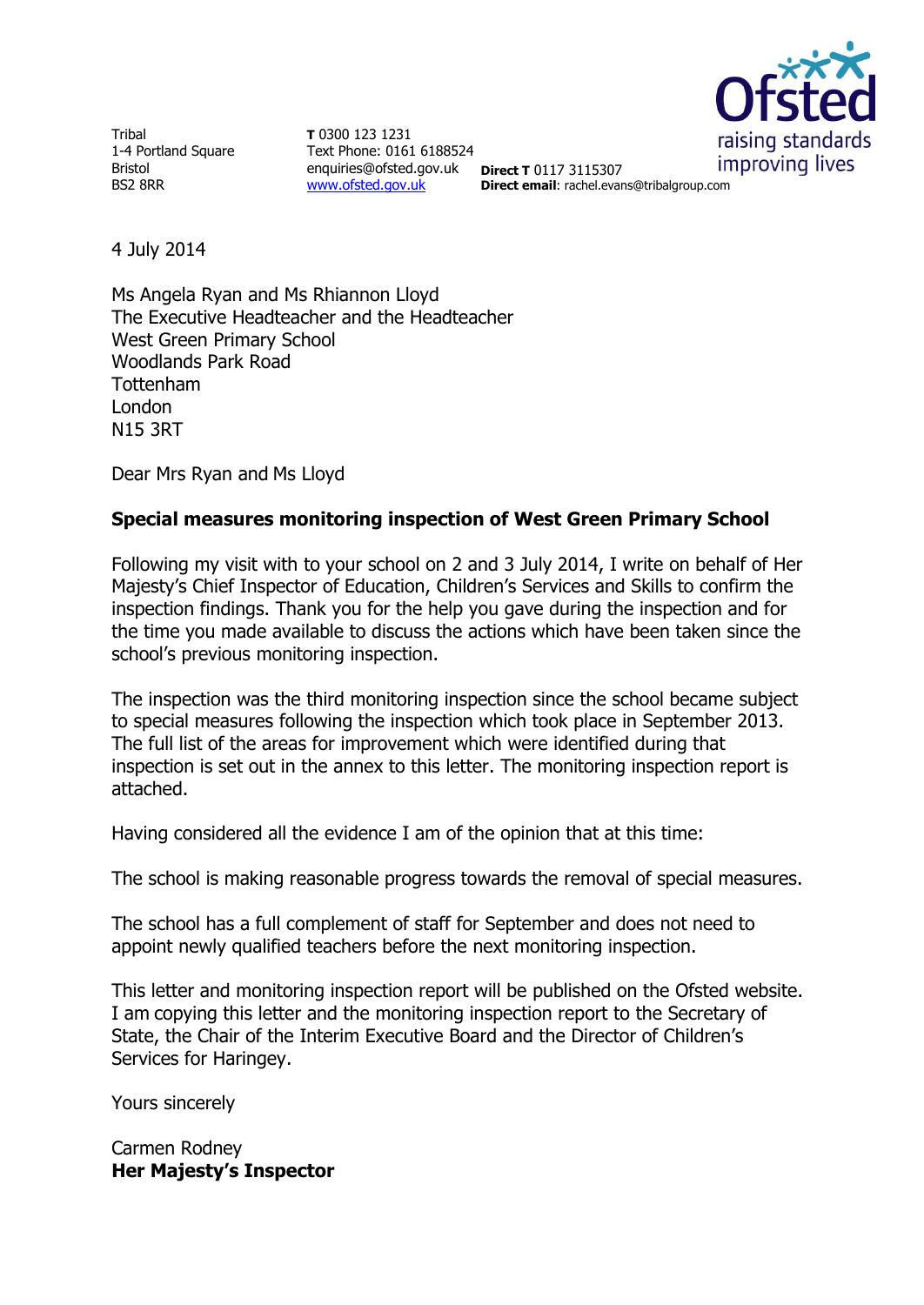Tribal
1-4 Portland Square
Bristol
BS2 8RR

**T** 0300 123 1231
Text Phone: 0161 6188524
enquiries@ofsted.gov.uk
www.ofsted.gov.uk

**Direct T** 0117 3115307
**Direct email**: rachel.evans@tribalgroup.com

4 July 2014

Ms Angela Ryan and Ms Rhiannon Lloyd
The Executive Headteacher and the Headteacher
West Green Primary School
Woodlands Park Road
Tottenham
London
N15 3RT

Dear Mrs Ryan and Ms Lloyd

**Special measures monitoring inspection of West Green Primary School**

Following my visit with to your school on 2 and 3 July 2014, I write on behalf of Her Majesty's Chief Inspector of Education, Children's Services and Skills to confirm the inspection findings. Thank you for the help you gave during the inspection and for the time you made available to discuss the actions which have been taken since the school's previous monitoring inspection.

The inspection was the third monitoring inspection since the school became subject to special measures following the inspection which took place in September 2013. The full list of the areas for improvement which were identified during that inspection is set out in the annex to this letter. The monitoring inspection report is attached.

Having considered all the evidence I am of the opinion that at this time:

The school is making reasonable progress towards the removal of special measures.

The school has a full complement of staff for September and does not need to appoint newly qualified teachers before the next monitoring inspection.

This letter and monitoring inspection report will be published on the Ofsted website. I am copying this letter and the monitoring inspection report to the Secretary of State, the Chair of the Interim Executive Board and the Director of Children's Services for Haringey.

Yours sincerely

Carmen Rodney
**Her Majesty's Inspector**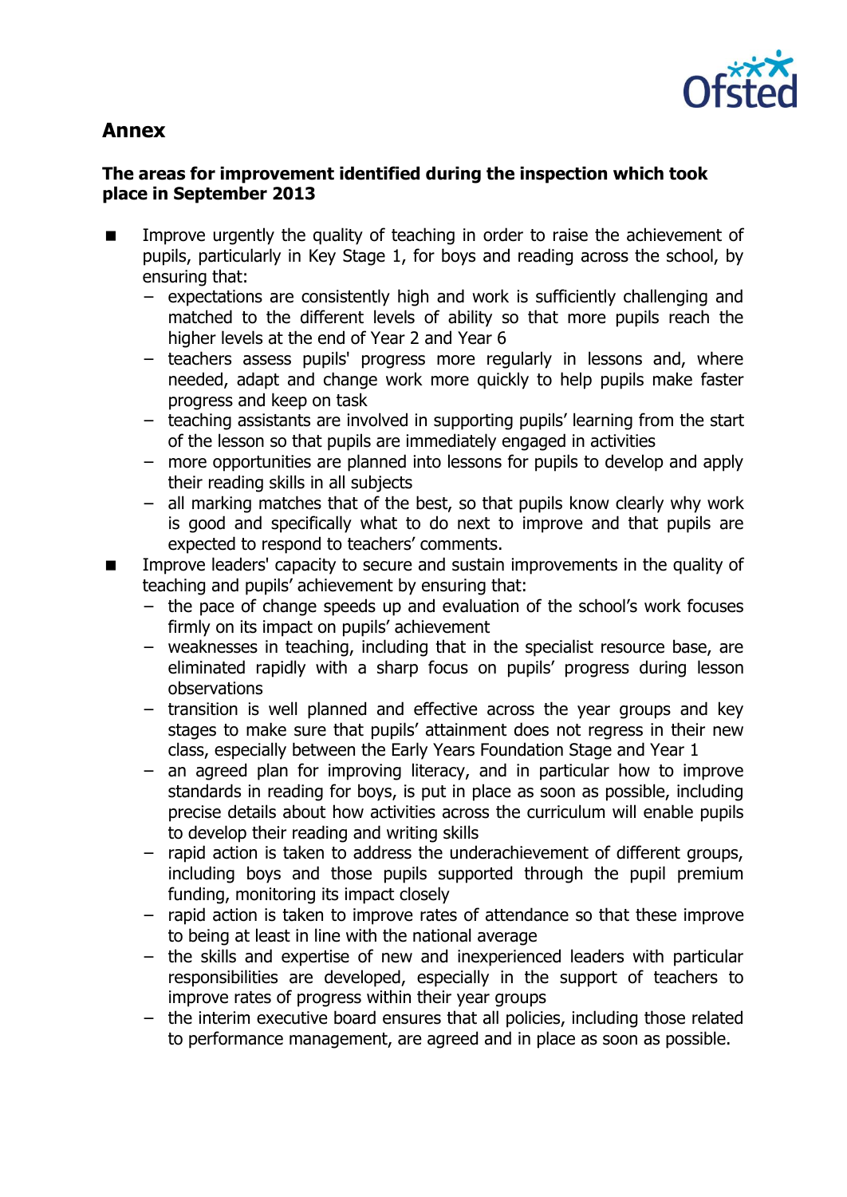## Annex

**The areas for improvement identified during the inspection which took place in September 2013**

- Improve urgently the quality of teaching in order to raise the achievement of pupils, particularly in Key Stage 1, for boys and reading across the school, by ensuring that:
  - expectations are consistently high and work is sufficiently challenging and matched to the different levels of ability so that more pupils reach the higher levels at the end of Year 2 and Year 6
  - teachers assess pupils' progress more regularly in lessons and, where needed, adapt and change work more quickly to help pupils make faster progress and keep on task
  - teaching assistants are involved in supporting pupils' learning from the start of the lesson so that pupils are immediately engaged in activities
  - more opportunities are planned into lessons for pupils to develop and apply their reading skills in all subjects
  - all marking matches that of the best, so that pupils know clearly why work is good and specifically what to do next to improve and that pupils are expected to respond to teachers' comments.
- Improve leaders' capacity to secure and sustain improvements in the quality of teaching and pupils' achievement by ensuring that:
  - the pace of change speeds up and evaluation of the school's work focuses firmly on its impact on pupils' achievement
  - weaknesses in teaching, including that in the specialist resource base, are eliminated rapidly with a sharp focus on pupils' progress during lesson observations
  - transition is well planned and effective across the year groups and key stages to make sure that pupils' attainment does not regress in their new class, especially between the Early Years Foundation Stage and Year 1
  - an agreed plan for improving literacy, and in particular how to improve standards in reading for boys, is put in place as soon as possible, including precise details about how activities across the curriculum will enable pupils to develop their reading and writing skills
  - rapid action is taken to address the underachievement of different groups, including boys and those pupils supported through the pupil premium funding, monitoring its impact closely
  - rapid action is taken to improve rates of attendance so that these improve to being at least in line with the national average
  - the skills and expertise of new and inexperienced leaders with particular responsibilities are developed, especially in the support of teachers to improve rates of progress within their year groups
  - the interim executive board ensures that all policies, including those related to performance management, are agreed and in place as soon as possible.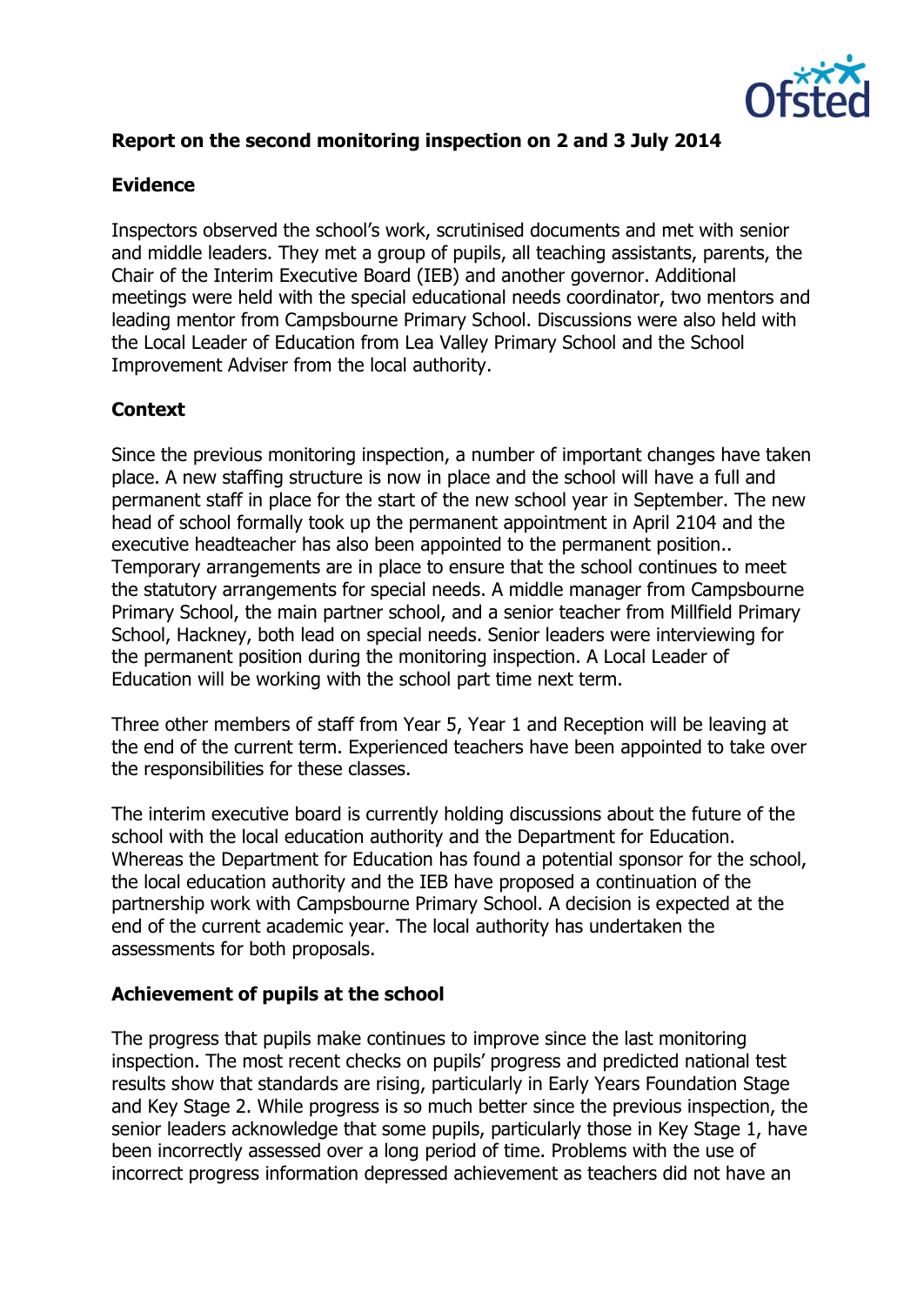**Report on the second monitoring inspection on 2 and 3 July 2014**

**Evidence**

Inspectors observed the school's work, scrutinised documents and met with senior and middle leaders. They met a group of pupils, all teaching assistants, parents, the Chair of the Interim Executive Board (IEB) and another governor. Additional meetings were held with the special educational needs coordinator, two mentors and leading mentor from Campsbourne Primary School. Discussions were also held with the Local Leader of Education from Lea Valley Primary School and the School Improvement Adviser from the local authority.

**Context**

Since the previous monitoring inspection, a number of important changes have taken place. A new staffing structure is now in place and the school will have a full and permanent staff in place for the start of the new school year in September. The new head of school formally took up the permanent appointment in April 2104 and the executive headteacher has also been appointed to the permanent position.. Temporary arrangements are in place to ensure that the school continues to meet the statutory arrangements for special needs. A middle manager from Campsbourne Primary School, the main partner school, and a senior teacher from Millfield Primary School, Hackney, both lead on special needs. Senior leaders were interviewing for the permanent position during the monitoring inspection. A Local Leader of Education will be working with the school part time next term.

Three other members of staff from Year 5, Year 1 and Reception will be leaving at the end of the current term. Experienced teachers have been appointed to take over the responsibilities for these classes.

The interim executive board is currently holding discussions about the future of the school with the local education authority and the Department for Education. Whereas the Department for Education has found a potential sponsor for the school, the local education authority and the IEB have proposed a continuation of the partnership work with Campsbourne Primary School. A decision is expected at the end of the current academic year. The local authority has undertaken the assessments for both proposals.

**Achievement of pupils at the school**

The progress that pupils make continues to improve since the last monitoring inspection. The most recent checks on pupils' progress and predicted national test results show that standards are rising, particularly in Early Years Foundation Stage and Key Stage 2. While progress is so much better since the previous inspection, the senior leaders acknowledge that some pupils, particularly those in Key Stage 1, have been incorrectly assessed over a long period of time. Problems with the use of incorrect progress information depressed achievement as teachers did not have an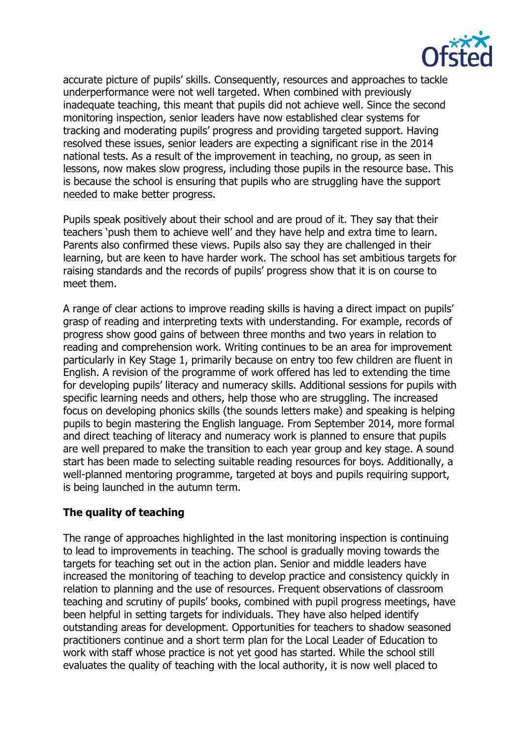accurate picture of pupils' skills. Consequently, resources and approaches to tackle underperformance were not well targeted. When combined with previously inadequate teaching, this meant that pupils did not achieve well. Since the second monitoring inspection, senior leaders have now established clear systems for tracking and moderating pupils' progress and providing targeted support. Having resolved these issues, senior leaders are expecting a significant rise in the 2014 national tests. As a result of the improvement in teaching, no group, as seen in lessons, now makes slow progress, including those pupils in the resource base. This is because the school is ensuring that pupils who are struggling have the support needed to make better progress.

Pupils speak positively about their school and are proud of it. They say that their teachers 'push them to achieve well' and they have help and extra time to learn. Parents also confirmed these views. Pupils also say they are challenged in their learning, but are keen to have harder work. The school has set ambitious targets for raising standards and the records of pupils' progress show that it is on course to meet them.

A range of clear actions to improve reading skills is having a direct impact on pupils' grasp of reading and interpreting texts with understanding. For example, records of progress show good gains of between three months and two years in relation to reading and comprehension work. Writing continues to be an area for improvement particularly in Key Stage 1, primarily because on entry too few children are fluent in English. A revision of the programme of work offered has led to extending the time for developing pupils' literacy and numeracy skills. Additional sessions for pupils with specific learning needs and others, help those who are struggling. The increased focus on developing phonics skills (the sounds letters make) and speaking is helping pupils to begin mastering the English language. From September 2014, more formal and direct teaching of literacy and numeracy work is planned to ensure that pupils are well prepared to make the transition to each year group and key stage. A sound start has been made to selecting suitable reading resources for boys. Additionally, a well-planned mentoring programme, targeted at boys and pupils requiring support, is being launched in the autumn term.

**The quality of teaching**

The range of approaches highlighted in the last monitoring inspection is continuing to lead to improvements in teaching. The school is gradually moving towards the targets for teaching set out in the action plan. Senior and middle leaders have increased the monitoring of teaching to develop practice and consistency quickly in relation to planning and the use of resources. Frequent observations of classroom teaching and scrutiny of pupils' books, combined with pupil progress meetings, have been helpful in setting targets for individuals. They have also helped identify outstanding areas for development. Opportunities for teachers to shadow seasoned practitioners continue and a short term plan for the Local Leader of Education to work with staff whose practice is not yet good has started. While the school still evaluates the quality of teaching with the local authority, it is now well placed to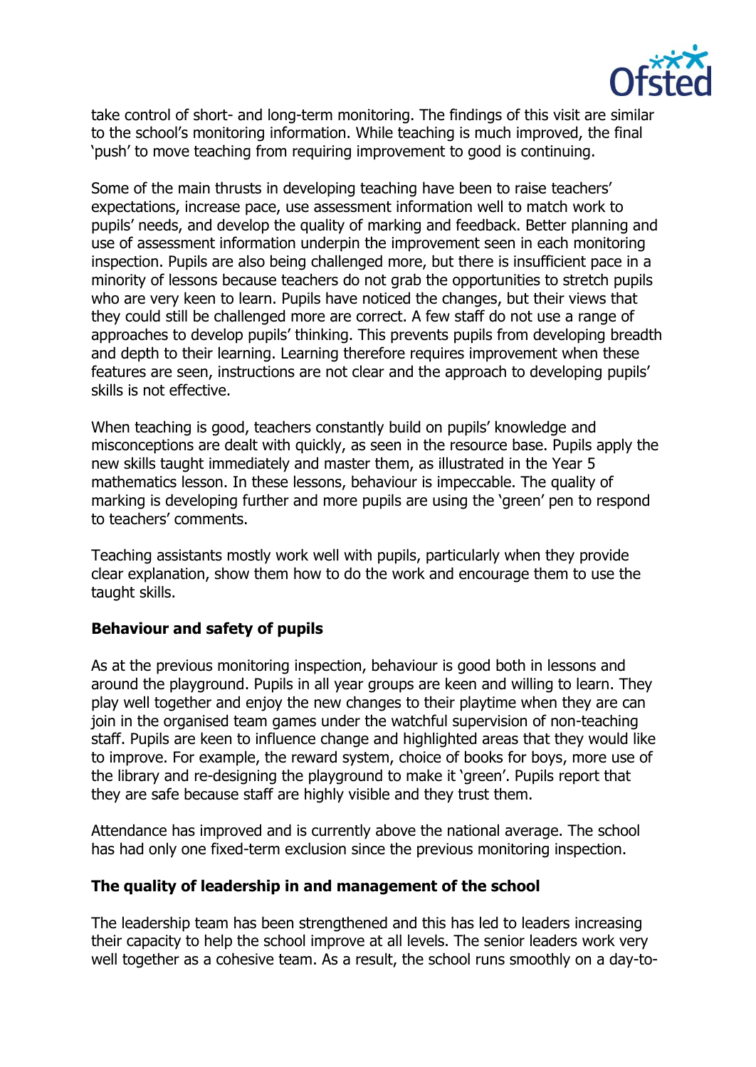take control of short- and long-term monitoring. The findings of this visit are similar to the school's monitoring information. While teaching is much improved, the final 'push' to move teaching from requiring improvement to good is continuing.

Some of the main thrusts in developing teaching have been to raise teachers' expectations, increase pace, use assessment information well to match work to pupils' needs, and develop the quality of marking and feedback. Better planning and use of assessment information underpin the improvement seen in each monitoring inspection. Pupils are also being challenged more, but there is insufficient pace in a minority of lessons because teachers do not grab the opportunities to stretch pupils who are very keen to learn. Pupils have noticed the changes, but their views that they could still be challenged more are correct. A few staff do not use a range of approaches to develop pupils' thinking. This prevents pupils from developing breadth and depth to their learning. Learning therefore requires improvement when these features are seen, instructions are not clear and the approach to developing pupils' skills is not effective.

When teaching is good, teachers constantly build on pupils' knowledge and misconceptions are dealt with quickly, as seen in the resource base. Pupils apply the new skills taught immediately and master them, as illustrated in the Year 5 mathematics lesson. In these lessons, behaviour is impeccable. The quality of marking is developing further and more pupils are using the 'green' pen to respond to teachers' comments.

Teaching assistants mostly work well with pupils, particularly when they provide clear explanation, show them how to do the work and encourage them to use the taught skills.

**Behaviour and safety of pupils**

As at the previous monitoring inspection, behaviour is good both in lessons and around the playground. Pupils in all year groups are keen and willing to learn. They play well together and enjoy the new changes to their playtime when they are can join in the organised team games under the watchful supervision of non-teaching staff. Pupils are keen to influence change and highlighted areas that they would like to improve. For example, the reward system, choice of books for boys, more use of the library and re-designing the playground to make it 'green'. Pupils report that they are safe because staff are highly visible and they trust them.

Attendance has improved and is currently above the national average. The school has had only one fixed-term exclusion since the previous monitoring inspection.

**The quality of leadership in and management of the school**

The leadership team has been strengthened and this has led to leaders increasing their capacity to help the school improve at all levels. The senior leaders work very well together as a cohesive team. As a result, the school runs smoothly on a day-to-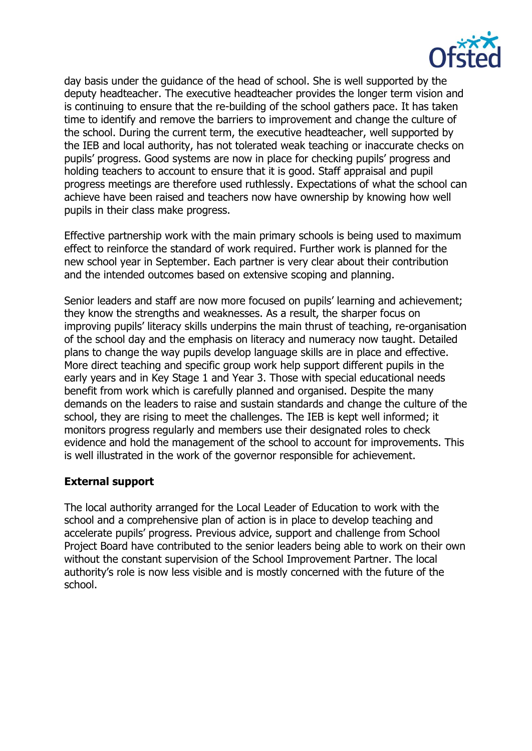day basis under the guidance of the head of school. She is well supported by the deputy headteacher. The executive headteacher provides the longer term vision and is continuing to ensure that the re-building of the school gathers pace. It has taken time to identify and remove the barriers to improvement and change the culture of the school. During the current term, the executive headteacher, well supported by the IEB and local authority, has not tolerated weak teaching or inaccurate checks on pupils' progress. Good systems are now in place for checking pupils' progress and holding teachers to account to ensure that it is good. Staff appraisal and pupil progress meetings are therefore used ruthlessly. Expectations of what the school can achieve have been raised and teachers now have ownership by knowing how well pupils in their class make progress.

Effective partnership work with the main primary schools is being used to maximum effect to reinforce the standard of work required. Further work is planned for the new school year in September. Each partner is very clear about their contribution and the intended outcomes based on extensive scoping and planning.

Senior leaders and staff are now more focused on pupils' learning and achievement; they know the strengths and weaknesses. As a result, the sharper focus on improving pupils' literacy skills underpins the main thrust of teaching, re-organisation of the school day and the emphasis on literacy and numeracy now taught. Detailed plans to change the way pupils develop language skills are in place and effective. More direct teaching and specific group work help support different pupils in the early years and in Key Stage 1 and Year 3. Those with special educational needs benefit from work which is carefully planned and organised. Despite the many demands on the leaders to raise and sustain standards and change the culture of the school, they are rising to meet the challenges. The IEB is kept well informed; it monitors progress regularly and members use their designated roles to check evidence and hold the management of the school to account for improvements. This is well illustrated in the work of the governor responsible for achievement.

## External support

The local authority arranged for the Local Leader of Education to work with the school and a comprehensive plan of action is in place to develop teaching and accelerate pupils' progress. Previous advice, support and challenge from School Project Board have contributed to the senior leaders being able to work on their own without the constant supervision of the School Improvement Partner. The local authority's role is now less visible and is mostly concerned with the future of the school.